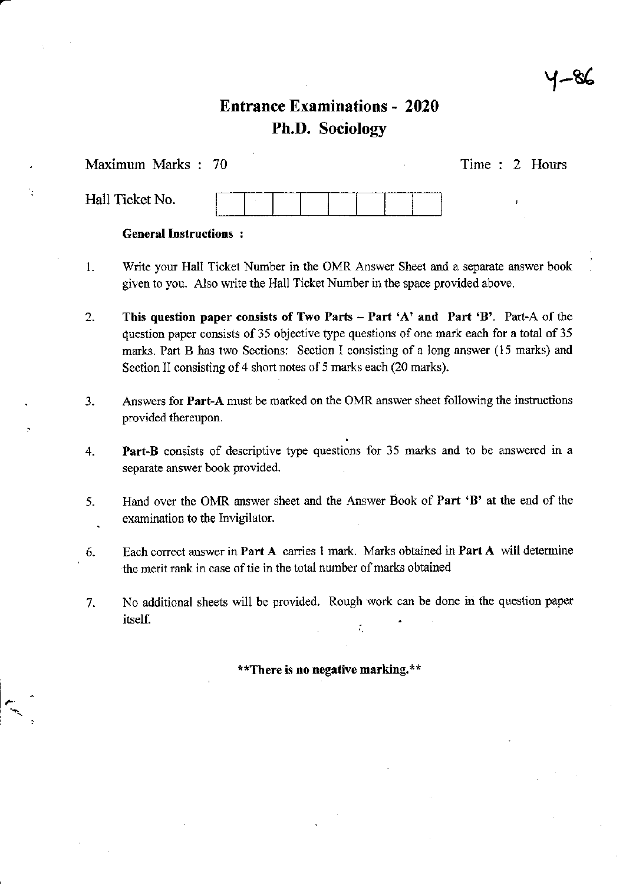Y-86

# Entrance Examinations - 2020

## Ph.D. Sociology

Maximum Marks : 70

Time : 2 Hours

Hall Ticket No. | | | | | | | | |

**General Instructions :**

1. Write your Hall Ticket Number in the OMR Answer Sheet and a separate answer book given to you. Also write the Hall Ticket Number in the space provided above.

2. **This question paper consists of Two Parts – Part 'A' and Part 'B'**. Part-A of the question paper consists of 35 objective type questions of one mark each for a total of 35 marks. Part B has two Sections: Section I consisting of a long answer (15 marks) and Section II consisting of 4 short notes of 5 marks each (20 marks).

3. Answers for **Part-A** must be marked on the OMR answer sheet following the instructions provided thereupon.

4. **Part-B** consists of descriptive type questions for 35 marks and to be answered in a separate answer book provided.

5. Hand over the OMR answer sheet and the Answer Book of Part **'B'** at the end of the examination to the Invigilator.

6. Each correct answer in **Part A** carries 1 mark. Marks obtained in **Part A** will determine the merit rank in case of tie in the total number of marks obtained

7. No additional sheets will be provided. Rough work can be done in the question paper itself.

**\*\*There is no negative marking.\*\***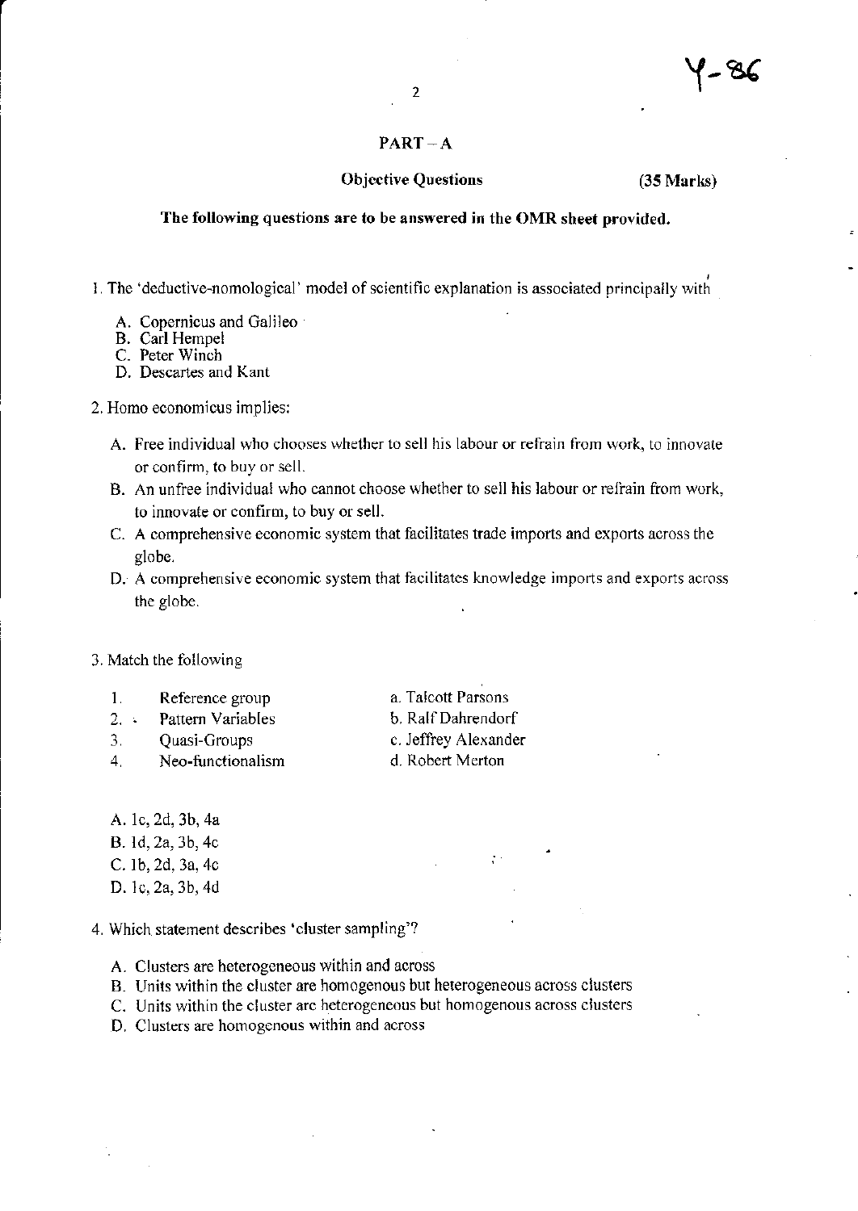## PART – A

**Objective Questions** **(35 Marks)**

**The following questions are to be answered in the OMR sheet provided.**

1. The 'deductive-nomological' model of scientific explanation is associated principally with

   A. Copernicus and Galileo
   B. Carl Hempel
   C. Peter Winch
   D. Descartes and Kant

2. Homo economicus implies:

   A. Free individual who chooses whether to sell his labour or refrain from work, to innovate or confirm, to buy or sell.
   B. An unfree individual who cannot choose whether to sell his labour or refrain from work, to innovate or confirm, to buy or sell.
   C. A comprehensive economic system that facilitates trade imports and exports across the globe.
   D. A comprehensive economic system that facilitates knowledge imports and exports across the globe.

3. Match the following

| | | |
|---|---|---|
| 1. | Reference group | a. Talcott Parsons |
| 2. | Pattern Variables | b. Ralf Dahrendorf |
| 3. | Quasi-Groups | c. Jeffrey Alexander |
| 4. | Neo-functionalism | d. Robert Merton |

   A. 1c, 2d, 3b, 4a
   B. 1d, 2a, 3b, 4c
   C. 1b, 2d, 3a, 4c
   D. 1c, 2a, 3b, 4d

4. Which statement describes 'cluster sampling'?

   A. Clusters are heterogeneous within and across
   B. Units within the cluster are homogenous but heterogeneous across clusters
   C. Units within the cluster are heterogeneous but homogenous across clusters
   D. Clusters are homogenous within and across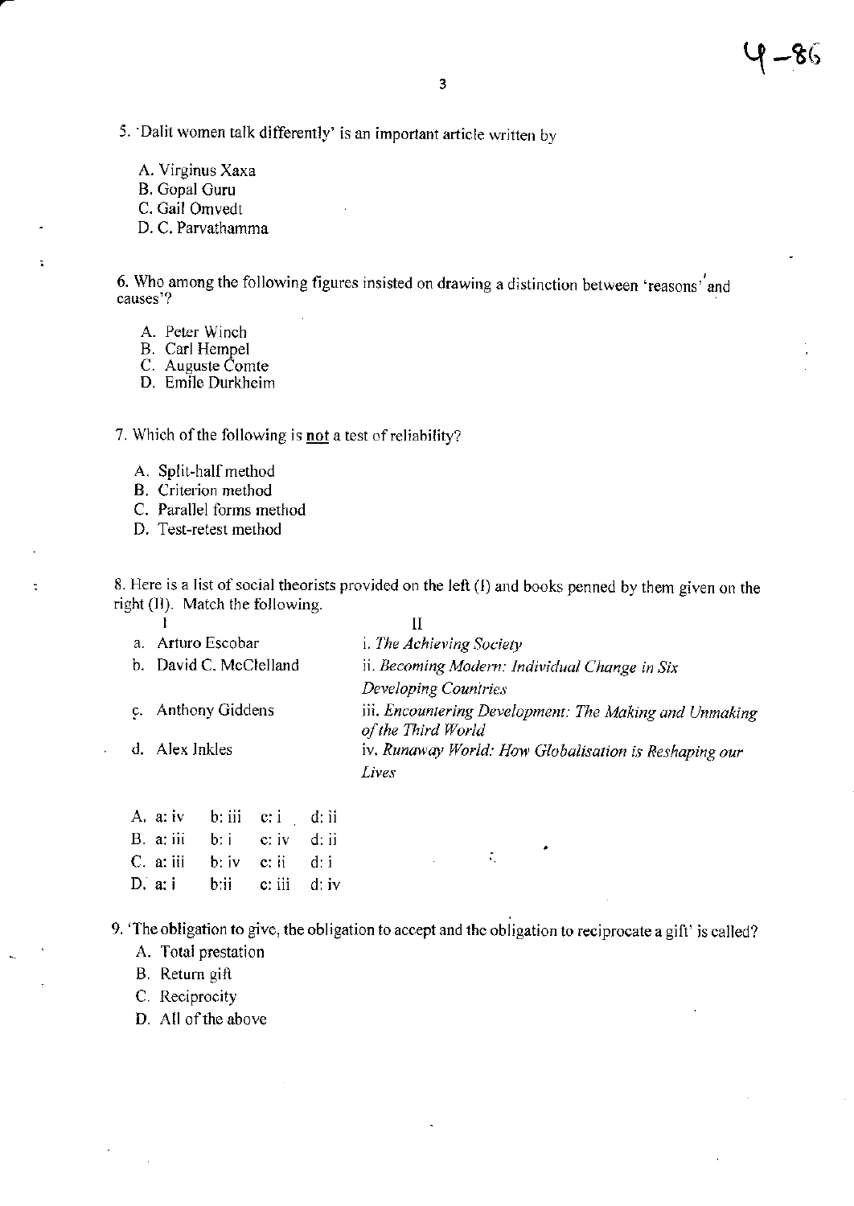5. 'Dalit women talk differently' is an important article written by

A. Virginus Xaxa
B. Gopal Guru
C. Gail Omvedt
D. C. Parvathamma

6. Who among the following figures insisted on drawing a distinction between 'reasons' and causes'?

A. Peter Winch
B. Carl Hempel
C. Auguste Comte
D. Emile Durkheim

7. Which of the following is **not** a test of reliability?

A. Split-half method
B. Criterion method
C. Parallel forms method
D. Test-retest method

8. Here is a list of social theorists provided on the left (I) and books penned by them given on the right (II). Match the following.

| I | II |
|---|---|
| a. Arturo Escobar | i. *The Achieving Society* |
| b. David C. McClelland | ii. *Becoming Modern: Individual Change in Six Developing Countries* |
| c. Anthony Giddens | iii. *Encountering Development: The Making and Unmaking of the Third World* |
| d. Alex Inkles | iv. *Runaway World: How Globalisation is Reshaping our Lives* |

A. a: iv b: iii c: i d: ii
B. a: iii b: i c: iv d: ii
C. a: iii b: iv c: ii d: i
D. a: i b: ii c: iii d: iv

9. 'The obligation to give, the obligation to accept and the obligation to reciprocate a gift' is called?

A. Total prestation
B. Return gift
C. Reciprocity
D. All of the above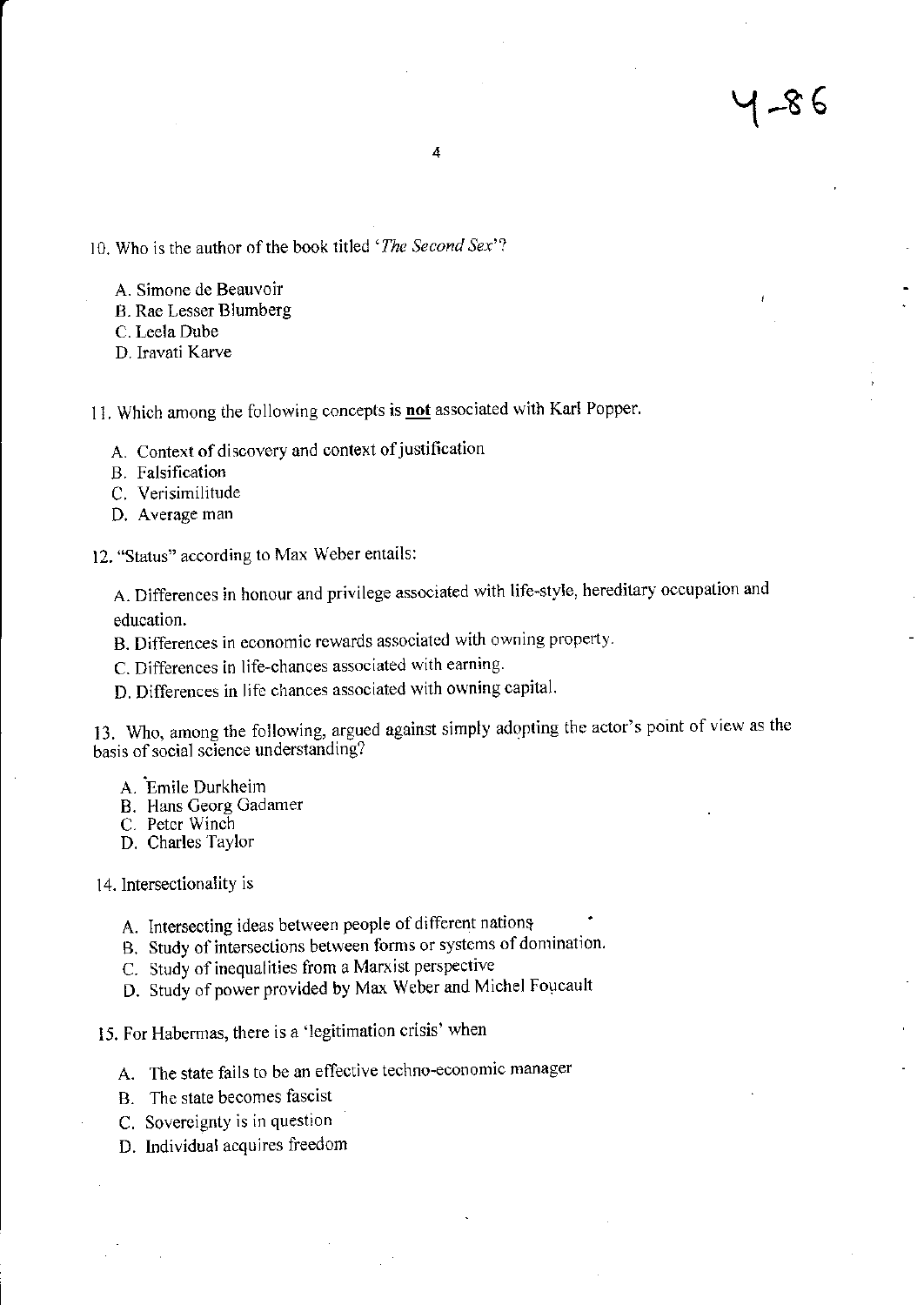10. Who is the author of the book titled '*The Second Sex*'?

   A. Simone de Beauvoir
   B. Rae Lesser Blumberg
   C. Leela Dube
   D. Iravati Karve

11. Which among the following concepts is **not** associated with Karl Popper.

   A. Context of discovery and context of justification
   B. Falsification
   C. Verisimilitude
   D. Average man

12. "Status" according to Max Weber entails:

   A. Differences in honour and privilege associated with life-style, hereditary occupation and education.
   B. Differences in economic rewards associated with owning property.
   C. Differences in life-chances associated with earning.
   D. Differences in life chances associated with owning capital.

13. Who, among the following, argued against simply adopting the actor's point of view as the basis of social science understanding?

   A. Emile Durkheim
   B. Hans Georg Gadamer
   C. Peter Winch
   D. Charles Taylor

14. Intersectionality is

   A. Intersecting ideas between people of different nations
   B. Study of intersections between forms or systems of domination.
   C. Study of inequalities from a Marxist perspective
   D. Study of power provided by Max Weber and Michel Foucault

15. For Habermas, there is a 'legitimation crisis' when

   A. The state fails to be an effective techno-economic manager
   B. The state becomes fascist
   C. Sovereignty is in question
   D. Individual acquires freedom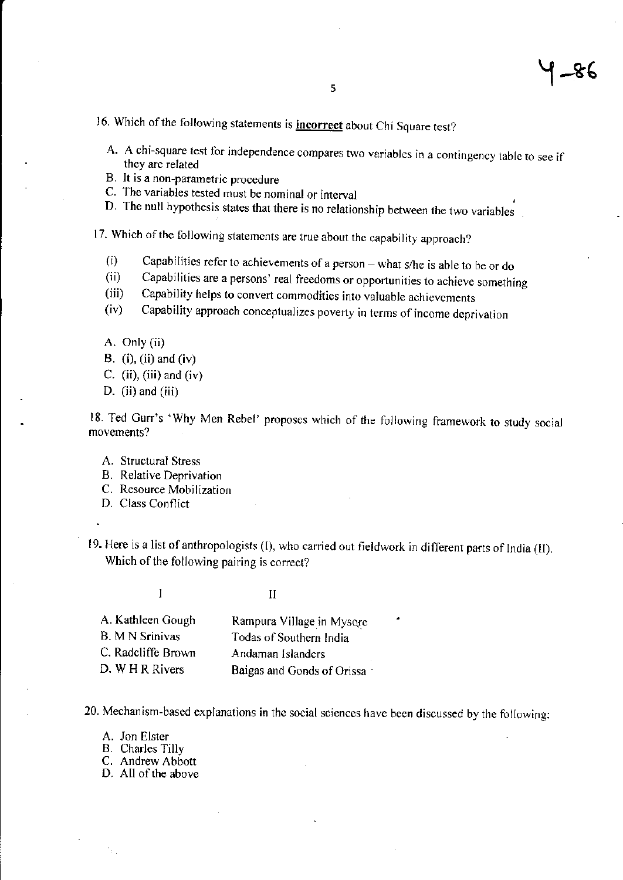16. Which of the following statements is **incorrect** about Chi Square test?

A. A chi-square test for independence compares two variables in a contingency table to see if they are related
B. It is a non-parametric procedure
C. The variables tested must be nominal or interval
D. The null hypothesis states that there is no relationship between the two variables

17. Which of the following statements are true about the capability approach?

(i) Capabilities refer to achievements of a person – what s/he is able to be or do
(ii) Capabilities are a persons' real freedoms or opportunities to achieve something
(iii) Capability helps to convert commodities into valuable achievements
(iv) Capability approach conceptualizes poverty in terms of income deprivation

A. Only (ii)
B. (i), (ii) and (iv)
C. (ii), (iii) and (iv)
D. (ii) and (iii)

18. Ted Gurr's 'Why Men Rebel' proposes which of the following framework to study social movements?

A. Structural Stress
B. Relative Deprivation
C. Resource Mobilization
D. Class Conflict

19. Here is a list of anthropologists (I), who carried out fieldwork in different parts of India (II). Which of the following pairing is correct?

| I | II |
|---|---|
| A. Kathleen Gough | Rampura Village in Mysore |
| B. M N Srinivas | Todas of Southern India |
| C. Radcliffe Brown | Andaman Islanders |
| D. W H R Rivers | Baigas and Gonds of Orissa |

20. Mechanism-based explanations in the social sciences have been discussed by the following:

A. Jon Elster
B. Charles Tilly
C. Andrew Abbott
D. All of the above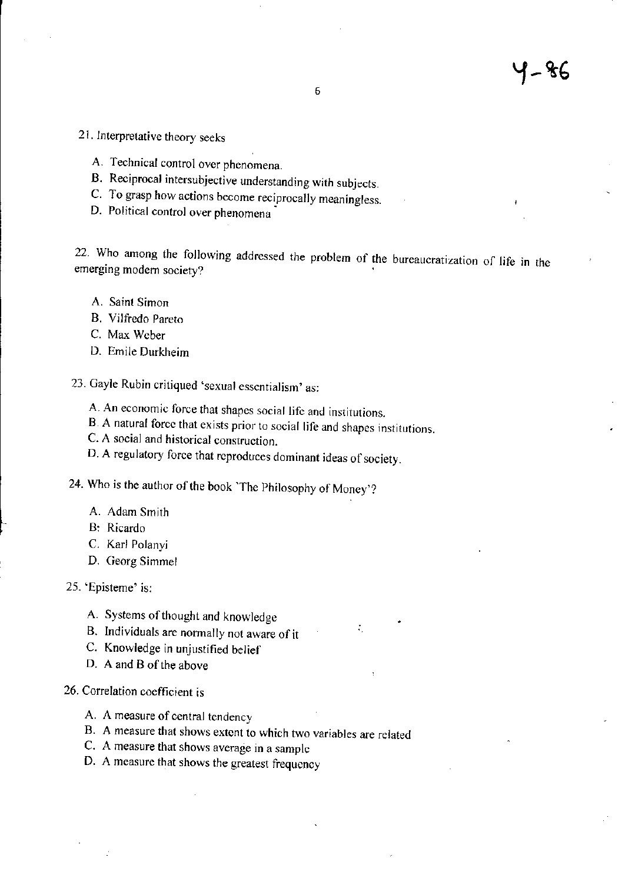21. Interpretative theory seeks

   A. Technical control over phenomena.
   B. Reciprocal intersubjective understanding with subjects.
   C. To grasp how actions become reciprocally meaningless.
   D. Political control over phenomena

22. Who among the following addressed the problem of the bureaucratization of life in the emerging modern society?

   A. Saint Simon
   B. Vilfredo Pareto
   C. Max Weber
   D. Emile Durkheim

23. Gayle Rubin critiqued 'sexual essentialism' as:

   A. An economic force that shapes social life and institutions.
   B. A natural force that exists prior to social life and shapes institutions.
   C. A social and historical construction.
   D. A regulatory force that reproduces dominant ideas of society.

24. Who is the author of the book 'The Philosophy of Money'?

   A. Adam Smith
   B. Ricardo
   C. Karl Polanyi
   D. Georg Simmel

25. 'Episteme' is:

   A. Systems of thought and knowledge
   B. Individuals are normally not aware of it
   C. Knowledge in unjustified belief
   D. A and B of the above

26. Correlation coefficient is

   A. A measure of central tendency
   B. A measure that shows extent to which two variables are related
   C. A measure that shows average in a sample
   D. A measure that shows the greatest frequency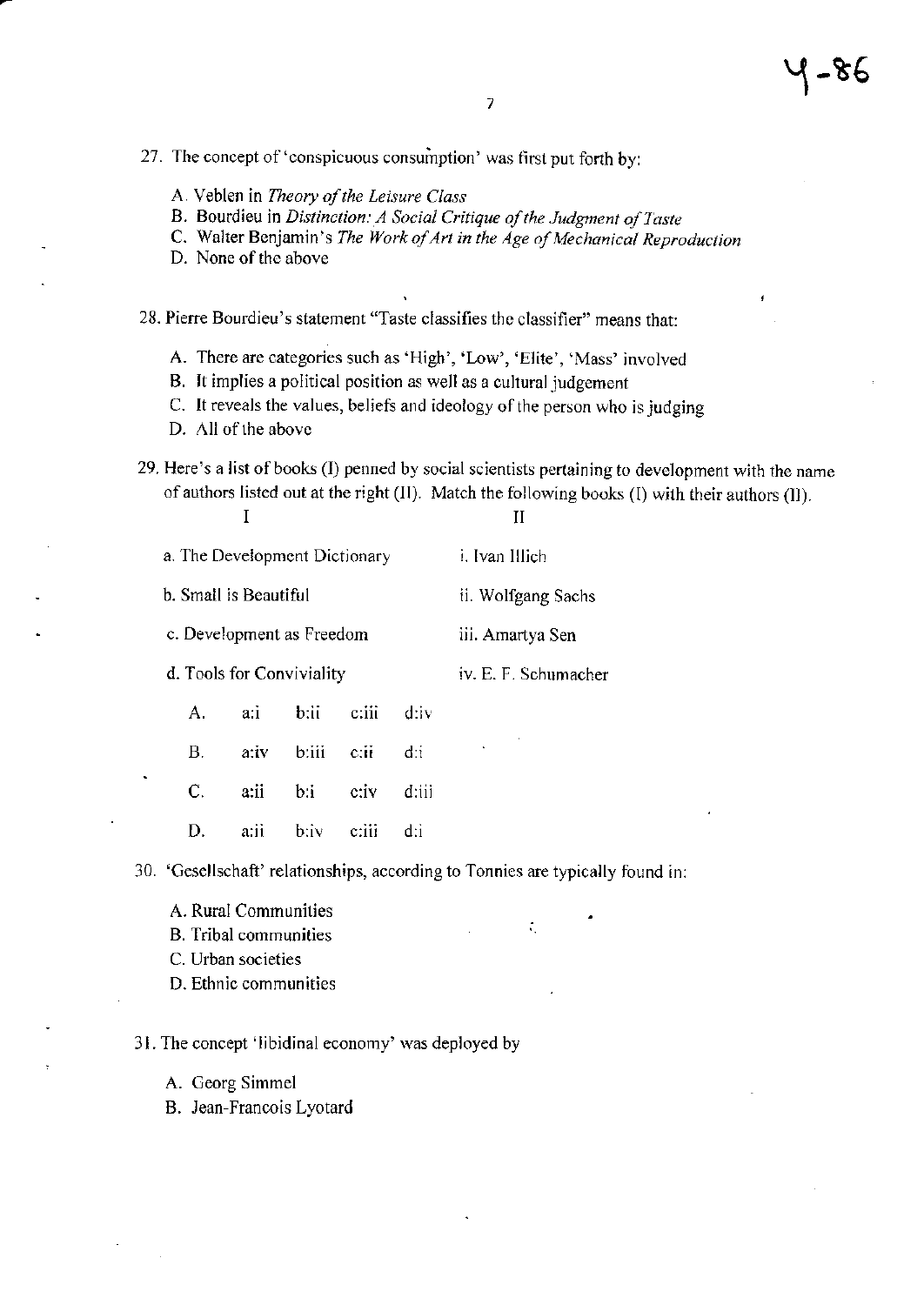27. The concept of 'conspicuous consumption' was first put forth by:

    A. Veblen in *Theory of the Leisure Class*
    B. Bourdieu in *Distinction: A Social Critique of the Judgment of Taste*
    C. Walter Benjamin's *The Work of Art in the Age of Mechanical Reproduction*
    D. None of the above

28. Pierre Bourdieu's statement "Taste classifies the classifier" means that:

    A. There are categories such as 'High', 'Low', 'Elite', 'Mass' involved
    B. It implies a political position as well as a cultural judgement
    C. It reveals the values, beliefs and ideology of the person who is judging
    D. All of the above

29. Here's a list of books (I) penned by social scientists pertaining to development with the name of authors listed out at the right (II). Match the following books (I) with their authors (II).

| I | II |
|---|---|
| a. The Development Dictionary | i. Ivan Illich |
| b. Small is Beautiful | ii. Wolfgang Sachs |
| c. Development as Freedom | iii. Amartya Sen |
| d. Tools for Conviviality | iv. E. F. Schumacher |

| | | | | |
|---|---|---|---|---|
| A. | a:i | b:ii | c:iii | d:iv |
| B. | a:iv | b:iii | c:ii | d:i |
| C. | a:ii | b:i | c:iv | d:iii |
| D. | a:ii | b:iv | c:iii | d:i |

30. 'Gesellschaft' relationships, according to Tonnies are typically found in:

    A. Rural Communities
    B. Tribal communities
    C. Urban societies
    D. Ethnic communities

31. The concept 'libidinal economy' was deployed by

    A. Georg Simmel
    B. Jean-Francois Lyotard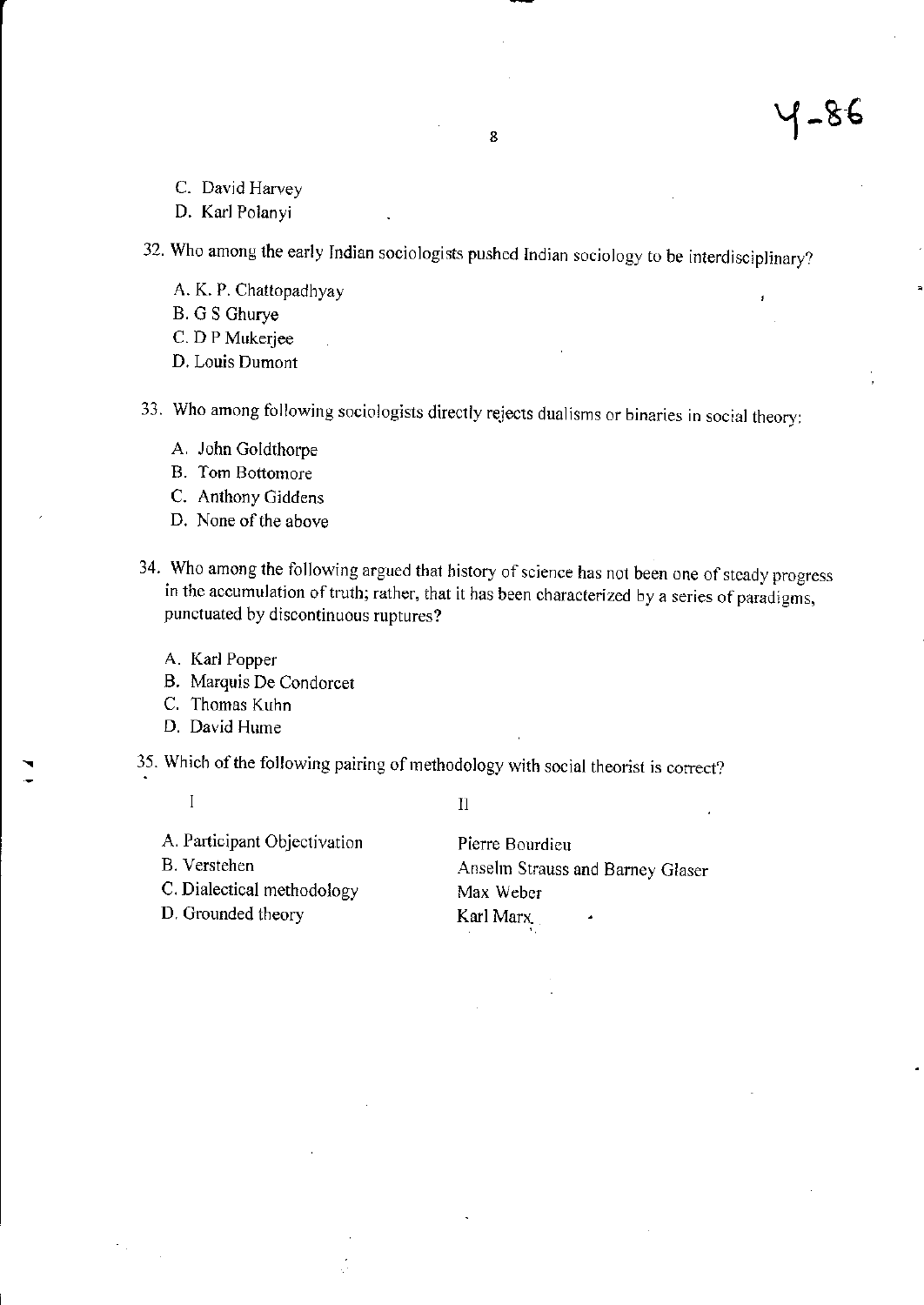C. David Harvey
D. Karl Polanyi

32. Who among the early Indian sociologists pushed Indian sociology to be interdisciplinary?

A. K. P. Chattopadhyay
B. G S Ghurye
C. D P Mukerjee
D. Louis Dumont

33. Who among following sociologists directly rejects dualisms or binaries in social theory:

A. John Goldthorpe
B. Tom Bottomore
C. Anthony Giddens
D. None of the above

34. Who among the following argued that history of science has not been one of steady progress in the accumulation of truth; rather, that it has been characterized by a series of paradigms, punctuated by discontinuous ruptures?

A. Karl Popper
B. Marquis De Condorcet
C. Thomas Kuhn
D. David Hume

35. Which of the following pairing of methodology with social theorist is correct?

| I | II |
|---|---|
| A. Participant Objectivation | Pierre Bourdieu |
| B. Verstehen | Anselm Strauss and Barney Glaser |
| C. Dialectical methodology | Max Weber |
| D. Grounded theory | Karl Marx |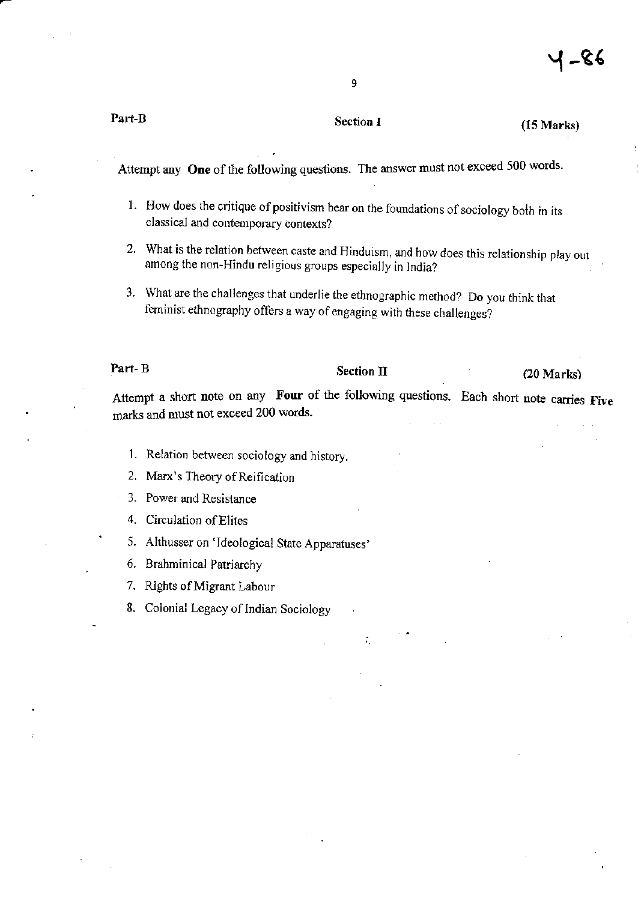## Part-B — Section I (15 Marks)

Attempt any **One** of the following questions. The answer must not exceed 500 words.

1. How does the critique of positivism bear on the foundations of sociology both in its classical and contemporary contexts?
2. What is the relation between caste and Hinduism, and how does this relationship play out among the non-Hindu religious groups especially in India?
3. What are the challenges that underlie the ethnographic method? Do you think that feminist ethnography offers a way of engaging with these challenges?

## Part- B — Section II (20 Marks)

Attempt a short note on any **Four** of the following questions. Each short note carries **Five** marks and must not exceed 200 words.

1. Relation between sociology and history.
2. Marx's Theory of Reification
3. Power and Resistance
4. Circulation of Elites
5. Althusser on 'Ideological State Apparatuses'
6. Brahminical Patriarchy
7. Rights of Migrant Labour
8. Colonial Legacy of Indian Sociology